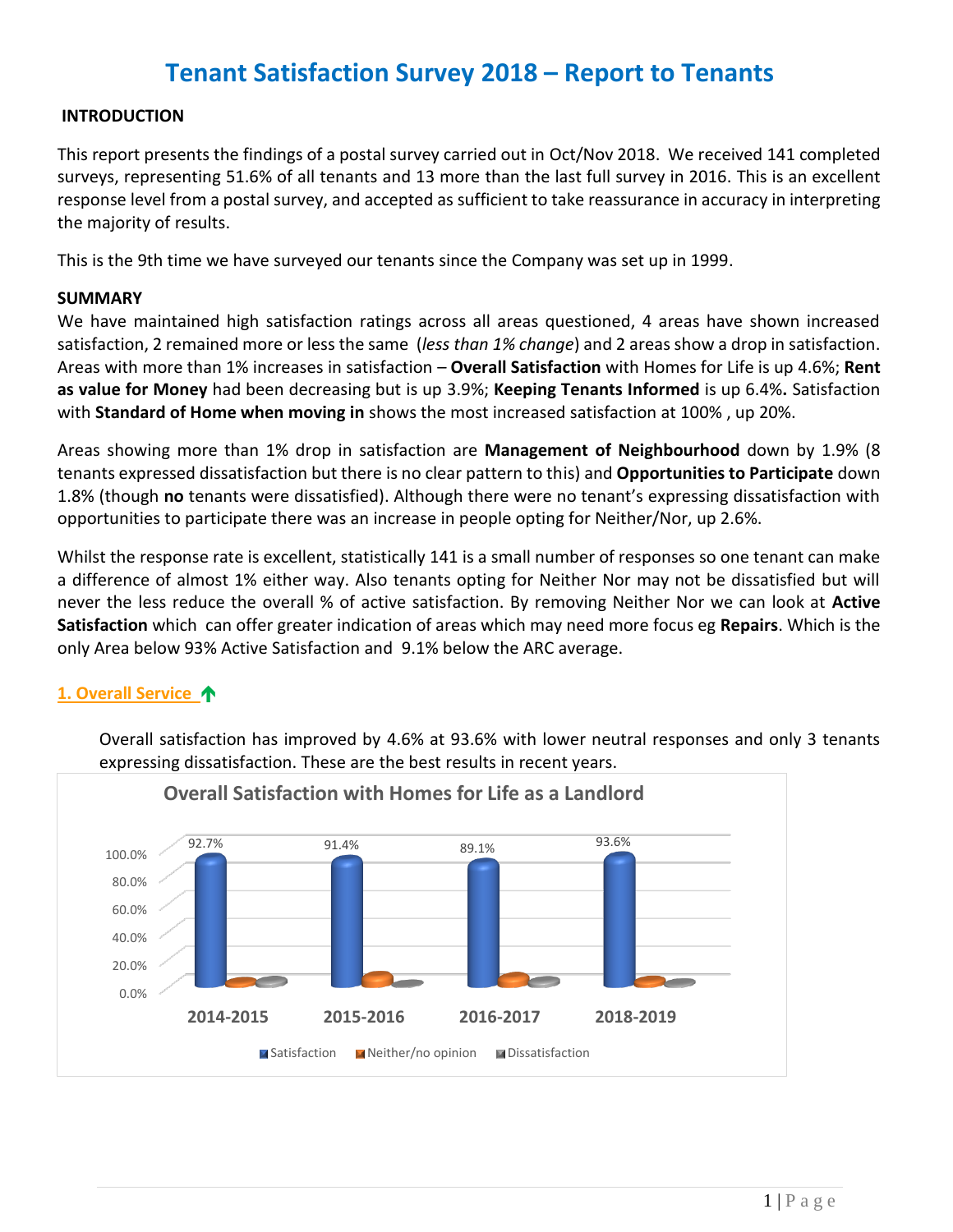# Tenant Satisfaction Survey 2018 – Report to Tenants

## INTRODUCTION

This report presents the findings of a postal survey carried out in Oct/Nov 2018. We received 141 completed surveys, representing 51.6% of all tenants and 13 more than the last full survey in 2016. This is an excellent response level from a postal survey, and accepted as sufficient to take reassurance in accuracy in interpreting the majority of results.

This is the 9th time we have surveyed our tenants since the Company was set up in 1999.

## SUMMARY

We have maintained high satisfaction ratings across all areas questioned, 4 areas have shown increased satisfaction, 2 remained more or less the same (*less than 1% change*) and 2 areas show a drop in satisfaction. Areas with more than 1% increases in satisfaction – **Overall Satisfaction** with Homes for Life is up 4.6%; **Rent as value for Money** had been decreasing but is up 3.9%; **Keeping Tenants Informed** is up 6.4%**.** Satisfaction with **Standard of Home when moving in** shows the most increased satisfaction at 100% , up 20%.

Areas showing more than 1% drop in satisfaction are **Management of Neighbourhood** down by 1.9% (8 tenants expressed dissatisfaction but there is no clear pattern to this) and **Opportunities to Participate** down 1.8% (though **no** tenants were dissatisfied). Although there were no tenant's expressing dissatisfaction with opportunities to participate there was an increase in people opting for Neither/Nor, up 2.6%.

Whilst the response rate is excellent, statistically 141 is a small number of responses so one tenant can make a difference of almost 1% either way. Also tenants opting for Neither Nor may not be dissatisfied but will never the less reduce the overall % of active satisfaction. By removing Neither Nor we can look at **Active Satisfaction** which can offer greater indication of areas which may need more focus eg **Repairs**. Which is the only Area below 93% Active Satisfaction and 9.1% below the ARC average.

### 1. Overall Service ↑

Overall satisfaction has improved by 4.6% at 93.6% with lower neutral responses and only 3 tenants expressing dissatisfaction. These are the best results in recent years.

**Overall Satisfaction with Homes for Life as a Landlord**

| | 2014-2015 | 2015-2016 | 2016-2017 | 2018-2019 |
|---|---|---|---|---|
| Satisfaction | 92.7% | 91.4% | 89.1% | 93.6% |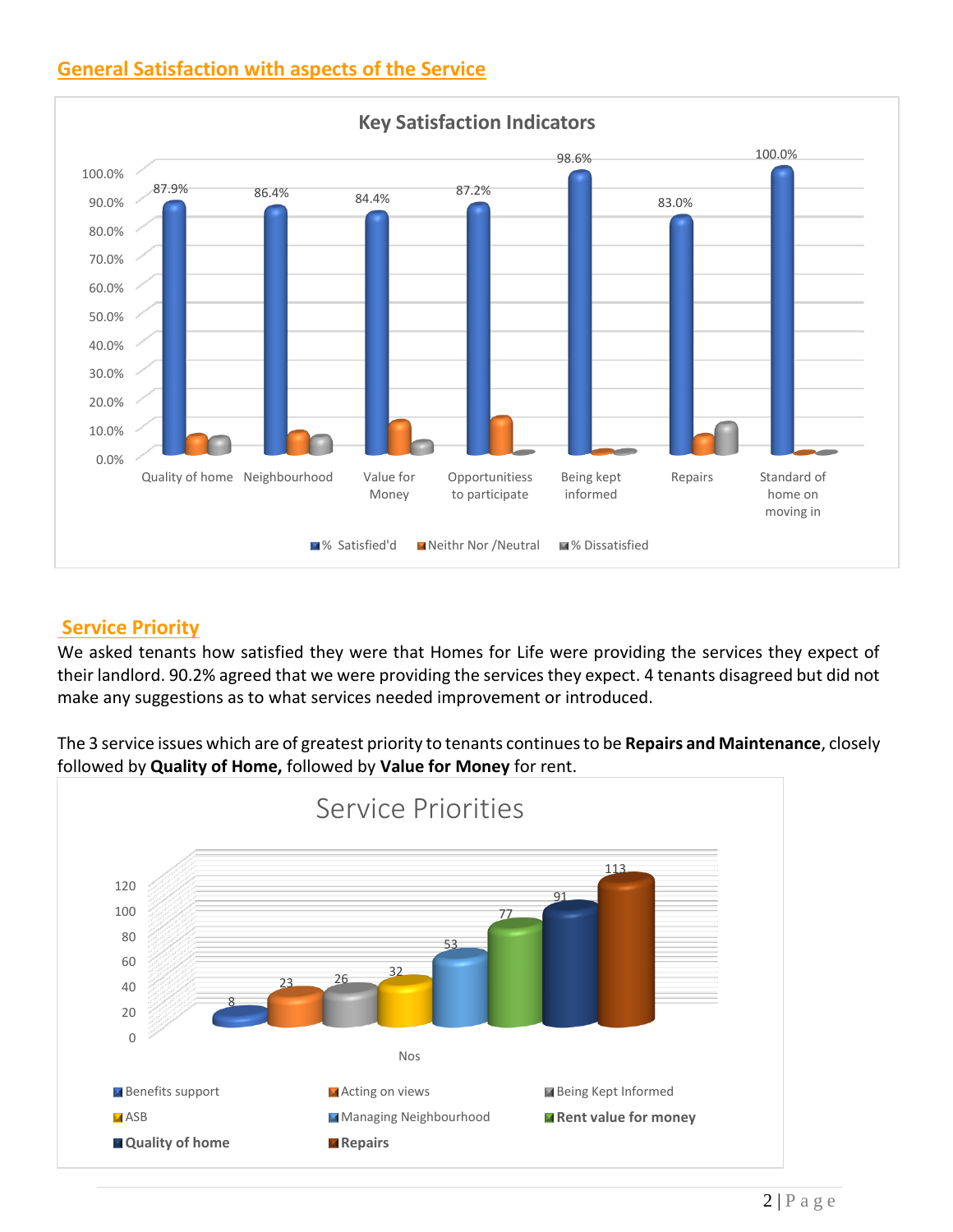## General Satisfaction with aspects of the Service

**Key Satisfaction Indicators**

| | % Satisfied'd | Neithr Nor /Neutral | % Dissatisfied |
|---|---|---|---|
| Quality of home | 87.9% | | |
| Neighbourhood | 86.4% | | |
| Value for Money | 84.4% | | |
| Opportunitiess to participate | 87.2% | | |
| Being kept informed | 98.6% | | |
| Repairs | 83.0% | | |
| Standard of home on moving in | 100.0% | | |

## Service Priority

We asked tenants how satisfied they were that Homes for Life were providing the services they expect of their landlord. 90.2% agreed that we were providing the services they expect. 4 tenants disagreed but did not make any suggestions as to what services needed improvement or introduced.

The 3 service issues which are of greatest priority to tenants continues to be **Repairs and Maintenance**, closely followed by **Quality of Home,** followed by **Value for Money** for rent.

**Service Priorities**

| | Nos |
|---|---|
| Benefits support | 8 |
| Acting on views | 23 |
| Being Kept Informed | 26 |
| ASB | 32 |
| Managing Neighbourhood | 53 |
| Rent value for money | 77 |
| Quality of home | 91 |
| Repairs | 113 |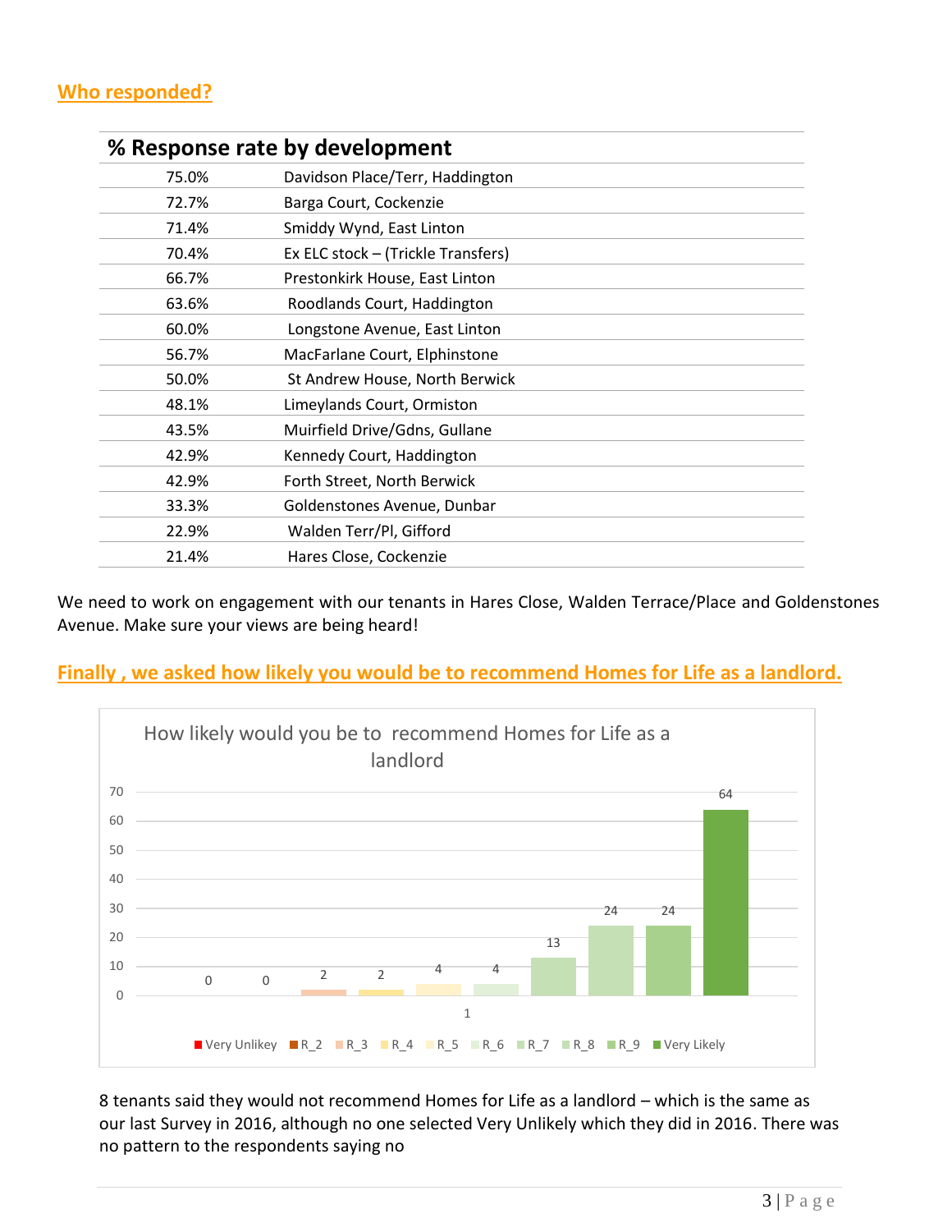## Who responded?

| % Response rate by development | |
|---|---|
| 75.0% | Davidson Place/Terr, Haddington |
| 72.7% | Barga Court, Cockenzie |
| 71.4% | Smiddy Wynd, East Linton |
| 70.4% | Ex ELC stock – (Trickle Transfers) |
| 66.7% | Prestonkirk House, East Linton |
| 63.6% | Roodlands Court, Haddington |
| 60.0% | Longstone Avenue, East Linton |
| 56.7% | MacFarlane Court, Elphinstone |
| 50.0% | St Andrew House, North Berwick |
| 48.1% | Limeylands Court, Ormiston |
| 43.5% | Muirfield Drive/Gdns, Gullane |
| 42.9% | Kennedy Court, Haddington |
| 42.9% | Forth Street, North Berwick |
| 33.3% | Goldenstones Avenue, Dunbar |
| 22.9% | Walden Terr/Pl, Gifford |
| 21.4% | Hares Close, Cockenzie |

We need to work on engagement with our tenants in Hares Close, Walden Terrace/Place and Goldenstones Avenue. Make sure your views are being heard!

## Finally , we asked how likely you would be to recommend Homes for Life as a landlord.

How likely would you be to recommend Homes for Life as a landlord

70
60
50
40
30
20
10
0

0 0 2 2 4 4 13 24 24 64

1

Very Unlikey R_2 R_3 R_4 R_5 R_6 R_7 R_8 R_9 Very Likely

8 tenants said they would not recommend Homes for Life as a landlord – which is the same as our last Survey in 2016, although no one selected Very Unlikely which they did in 2016. There was no pattern to the respondents saying no